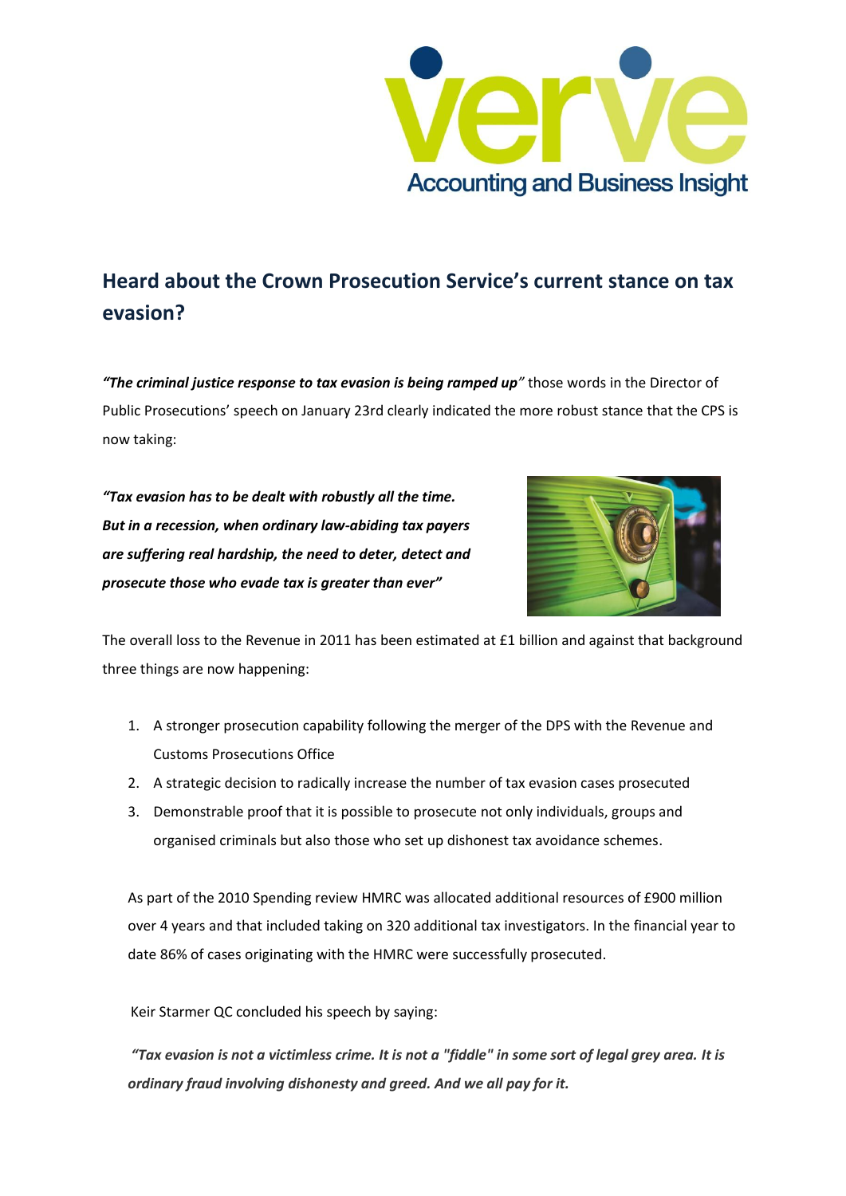# Heard about the Crown Prosecution Service's current stance on tax evasion?

***"The criminal justice response to tax evasion is being ramped up"*** those words in the Director of Public Prosecutions' speech on January 23rd clearly indicated the more robust stance that the CPS is now taking:

***"Tax evasion has to be dealt with robustly all the time. But in a recession, when ordinary law-abiding tax payers are suffering real hardship, the need to deter, detect and prosecute those who evade tax is greater than ever"***

The overall loss to the Revenue in 2011 has been estimated at £1 billion and against that background three things are now happening:

1. A stronger prosecution capability following the merger of the DPS with the Revenue and Customs Prosecutions Office
2. A strategic decision to radically increase the number of tax evasion cases prosecuted
3. Demonstrable proof that it is possible to prosecute not only individuals, groups and organised criminals but also those who set up dishonest tax avoidance schemes.

As part of the 2010 Spending review HMRC was allocated additional resources of £900 million over 4 years and that included taking on 320 additional tax investigators. In the financial year to date 86% of cases originating with the HMRC were successfully prosecuted.

Keir Starmer QC concluded his speech by saying:

***"Tax evasion is not a victimless crime. It is not a "fiddle" in some sort of legal grey area. It is ordinary fraud involving dishonesty and greed. And we all pay for it.***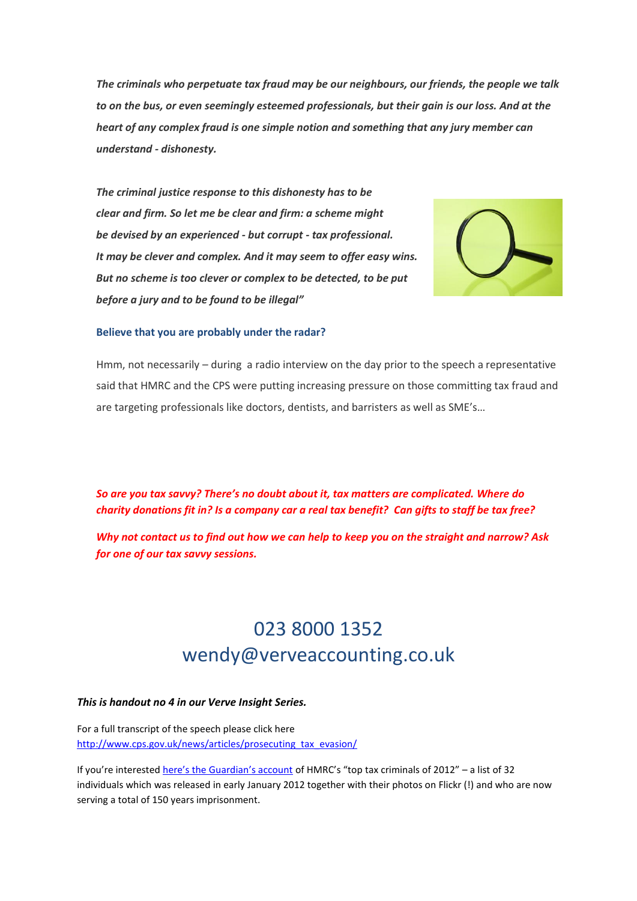*The criminals who perpetuate tax fraud may be our neighbours, our friends, the people we talk to on the bus, or even seemingly esteemed professionals, but their gain is our loss. And at the heart of any complex fraud is one simple notion and something that any jury member can understand - dishonesty.*

*The criminal justice response to this dishonesty has to be clear and firm. So let me be clear and firm: a scheme might be devised by an experienced - but corrupt - tax professional. It may be clever and complex. And it may seem to offer easy wins. But no scheme is too clever or complex to be detected, to be put before a jury and to be found to be illegal"*

### Believe that you are probably under the radar?

Hmm, not necessarily – during a radio interview on the day prior to the speech a representative said that HMRC and the CPS were putting increasing pressure on those committing tax fraud and are targeting professionals like doctors, dentists, and barristers as well as SME's…

***So are you tax savvy? There's no doubt about it, tax matters are complicated. Where do charity donations fit in? Is a company car a real tax benefit? Can gifts to staff be tax free?***

***Why not contact us to find out how we can help to keep you on the straight and narrow? Ask for one of our tax savvy sessions.***

## 023 8000 1352
## wendy@verveaccounting.co.uk

***This is handout no 4 in our Verve Insight Series.***

For a full transcript of the speech please click here
[http://www.cps.gov.uk/news/articles/prosecuting_tax_evasion/](http://www.cps.gov.uk/news/articles/prosecuting_tax_evasion/)

If you're interested [here's the Guardian's account]() of HMRC's "top tax criminals of 2012" – a list of 32 individuals which was released in early January 2012 together with their photos on Flickr (!) and who are now serving a total of 150 years imprisonment.